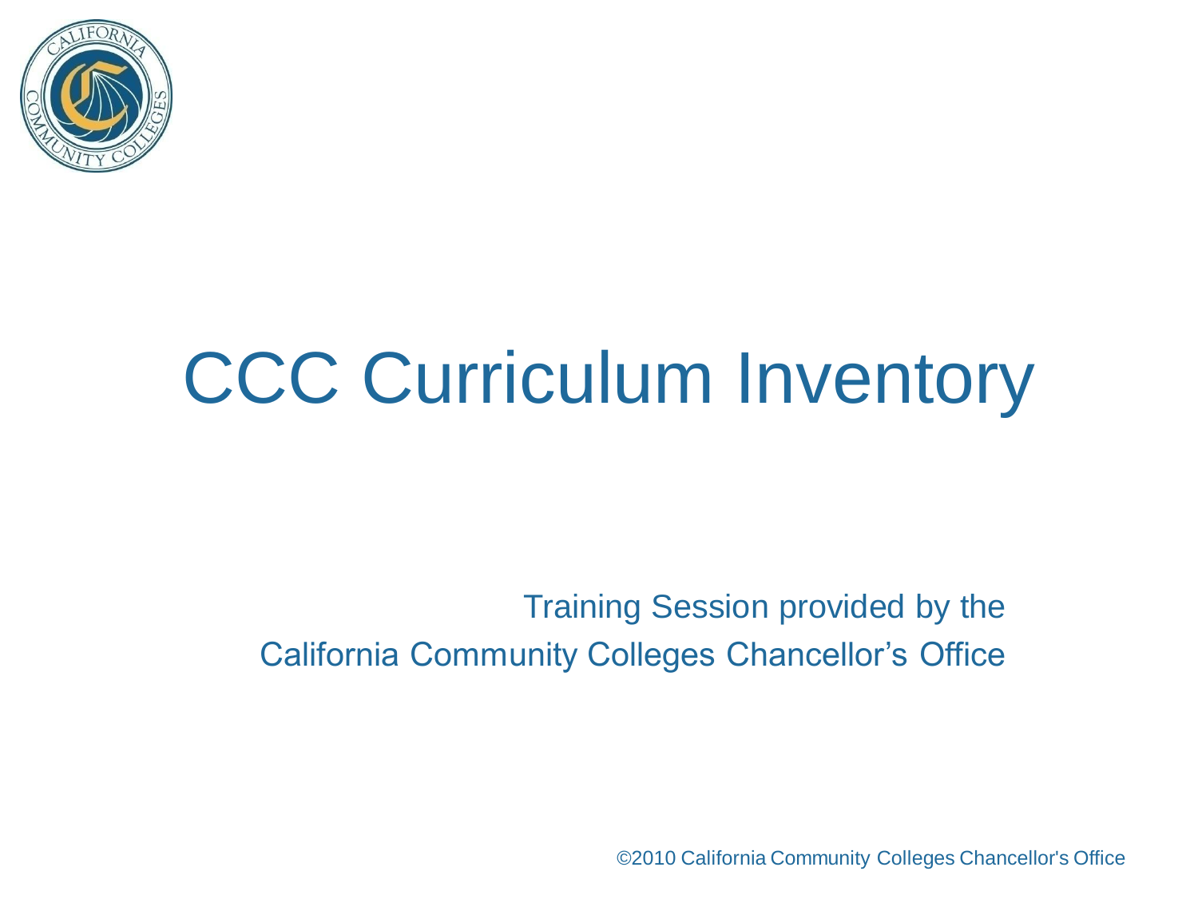# CCC Curriculum Inventory

Training Session provided by the
California Community Colleges Chancellor's Office

©2010 California Community Colleges Chancellor's Office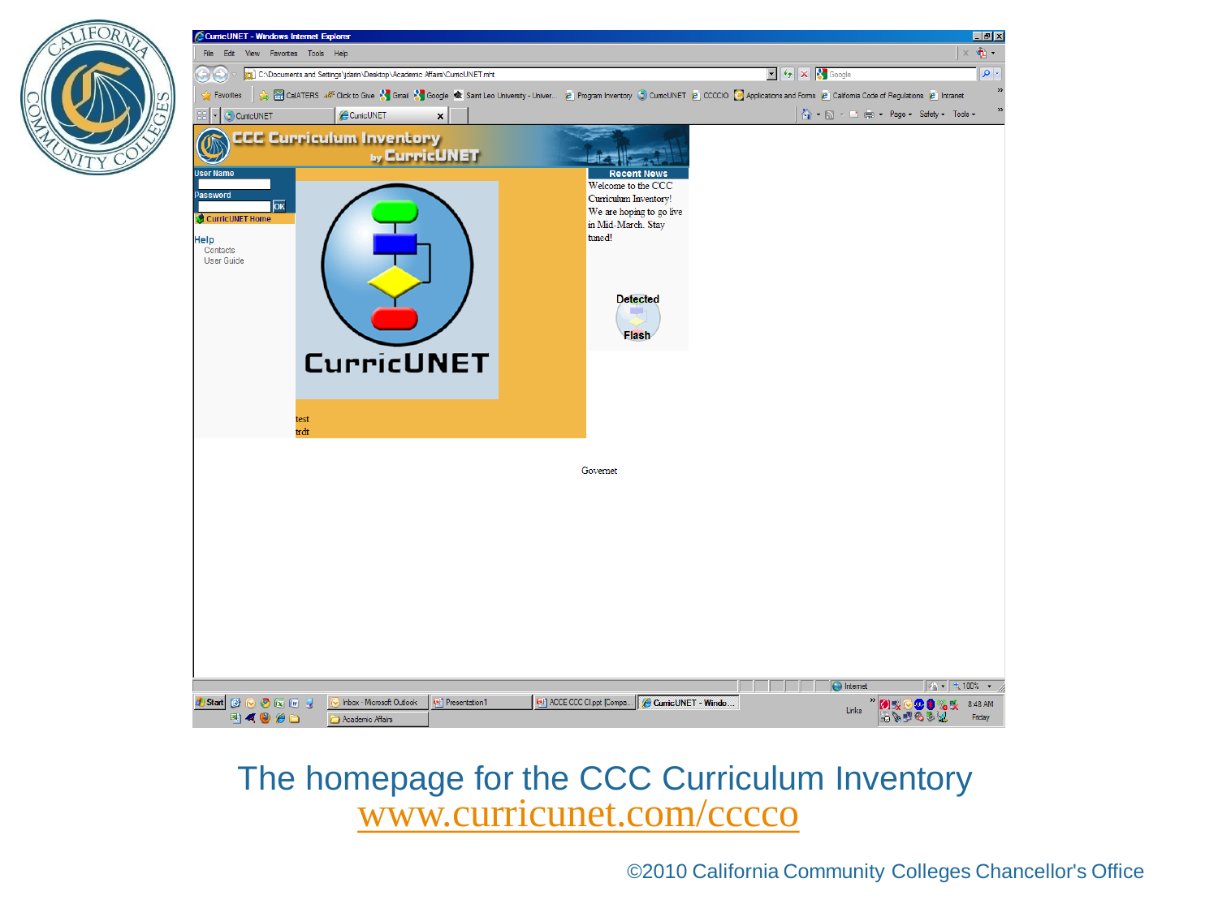The homepage for the CCC Curriculum Inventory
www.curricunet.com/cccco

©2010 California Community Colleges Chancellor's Office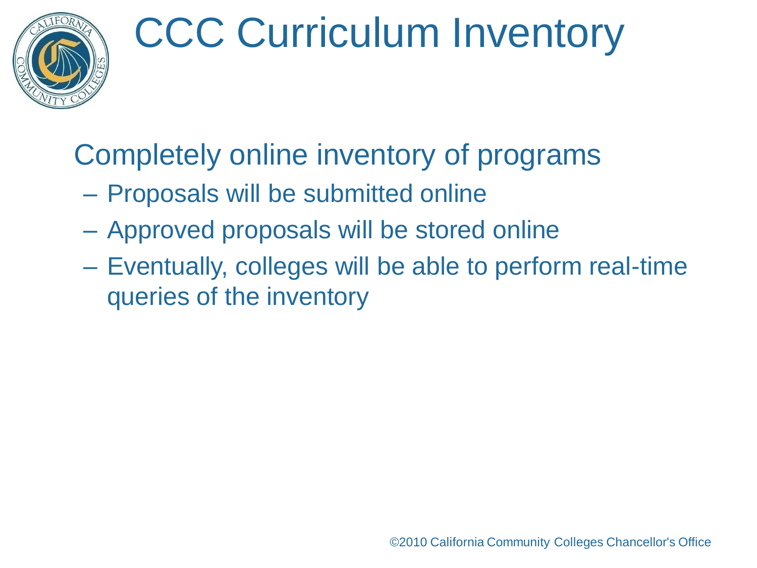# CCC Curriculum Inventory

Completely online inventory of programs

- Proposals will be submitted online
- Approved proposals will be stored online
- Eventually, colleges will be able to perform real-time queries of the inventory

©2010 California Community Colleges Chancellor's Office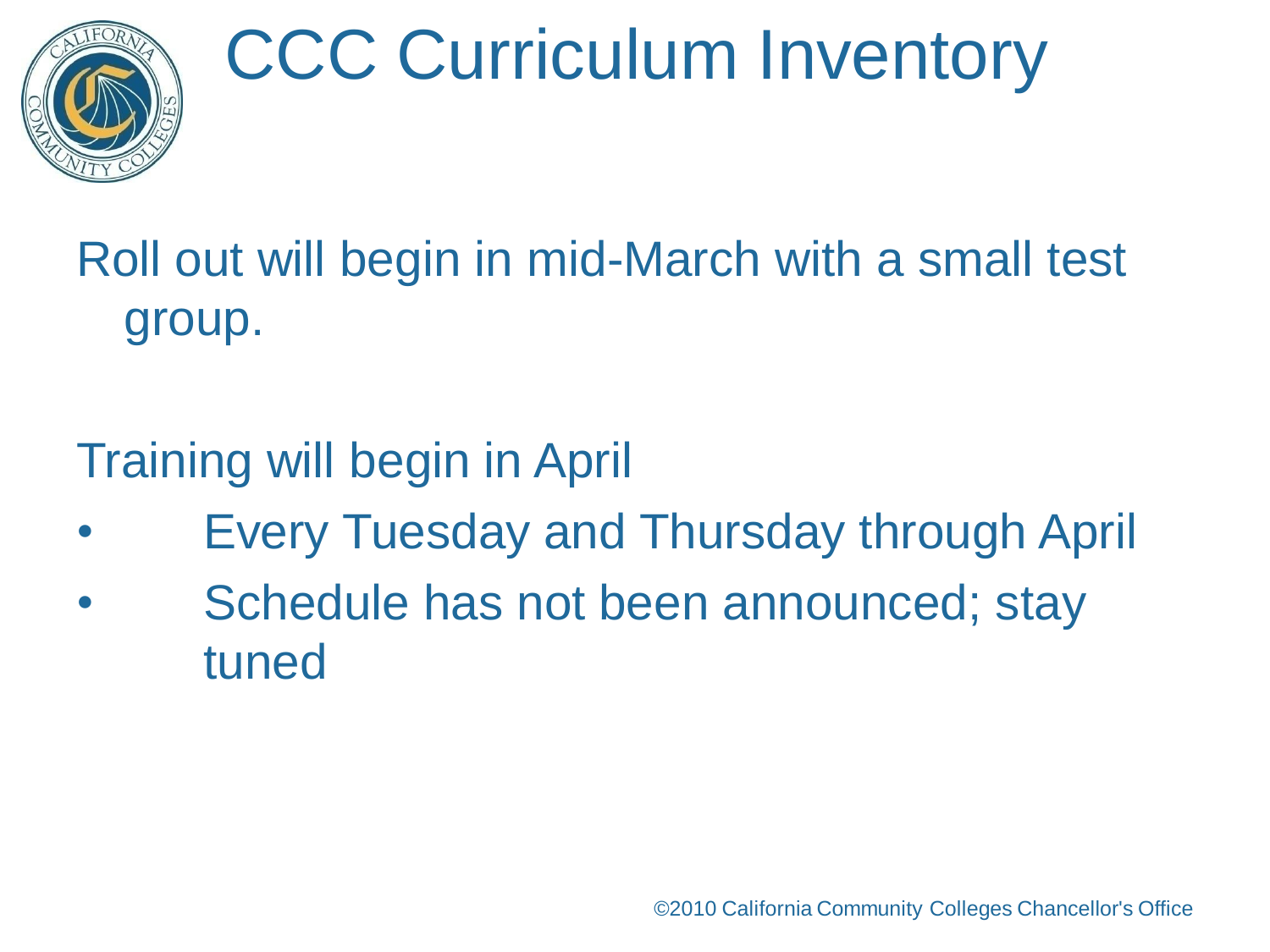# CCC Curriculum Inventory

Roll out will begin in mid-March with a small test group.

Training will begin in April

- Every Tuesday and Thursday through April
- Schedule has not been announced; stay tuned

©2010 California Community Colleges Chancellor's Office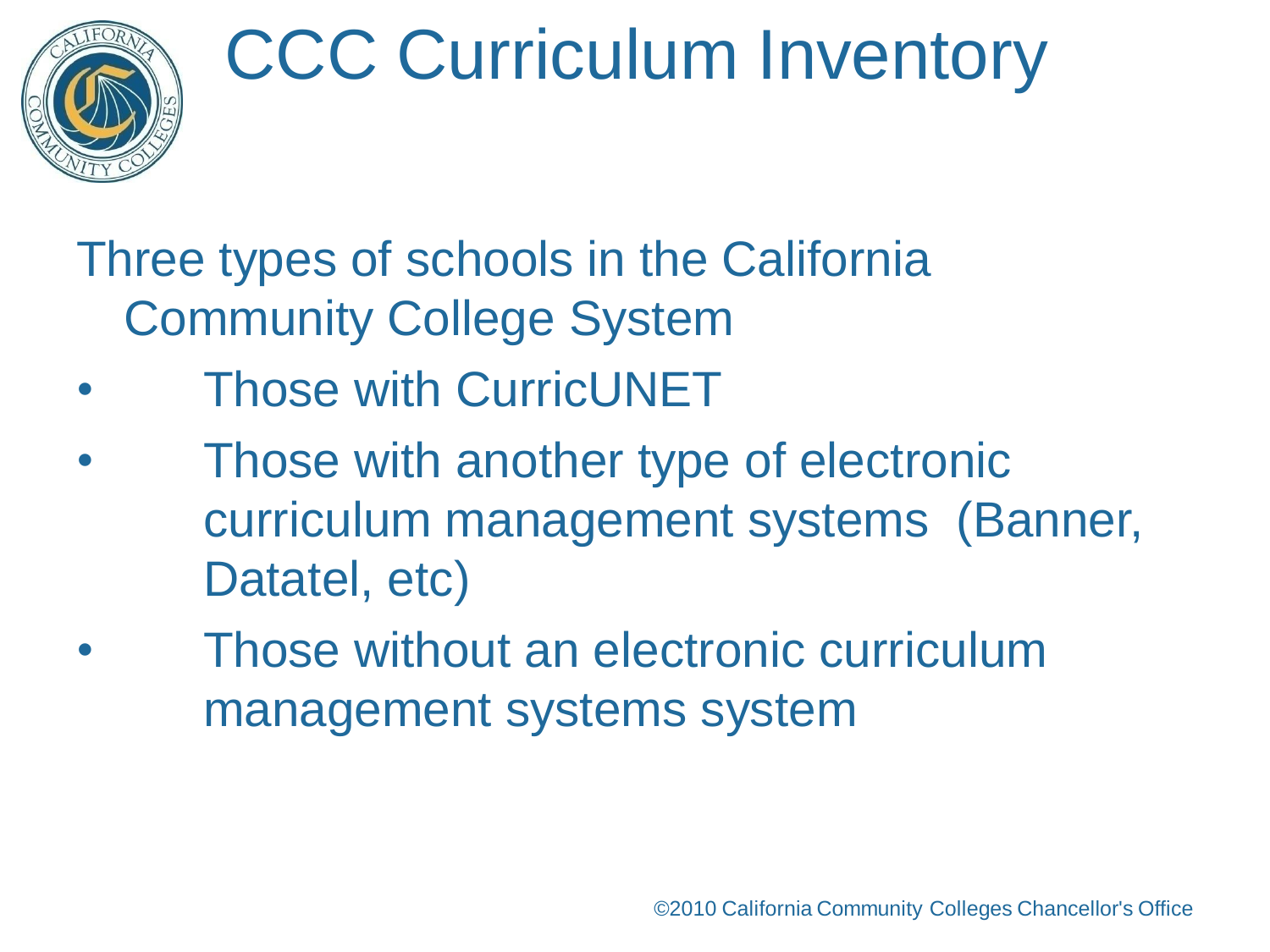# CCC Curriculum Inventory

Three types of schools in the California Community College System

- Those with CurricUNET
- Those with another type of electronic curriculum management systems (Banner, Datatel, etc)
- Those without an electronic curriculum management systems system

©2010 California Community Colleges Chancellor's Office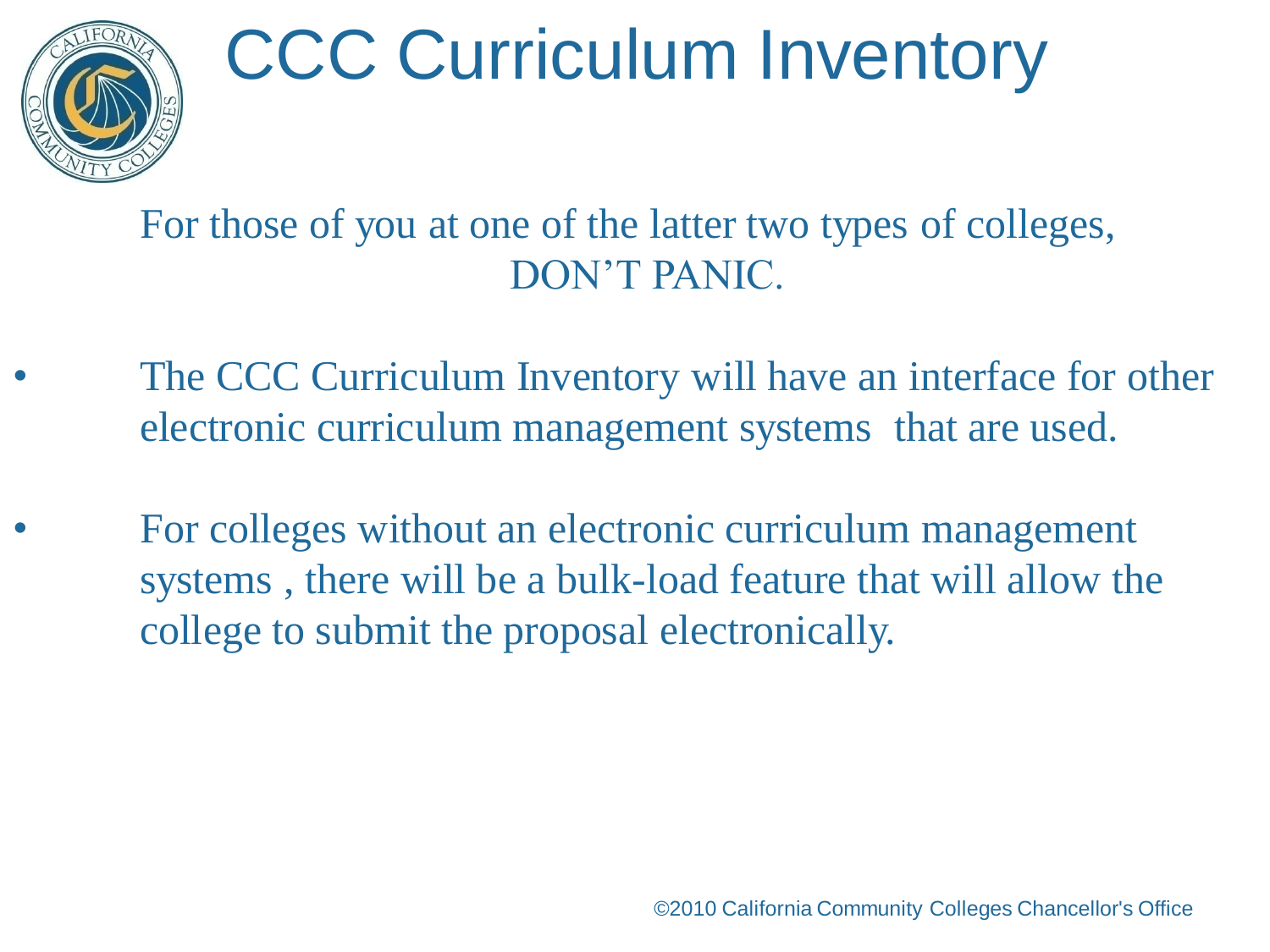# CCC Curriculum Inventory

For those of you at one of the latter two types of colleges, DON'T PANIC.

- The CCC Curriculum Inventory will have an interface for other electronic curriculum management systems that are used.
- For colleges without an electronic curriculum management systems , there will be a bulk-load feature that will allow the college to submit the proposal electronically.

©2010 California Community Colleges Chancellor's Office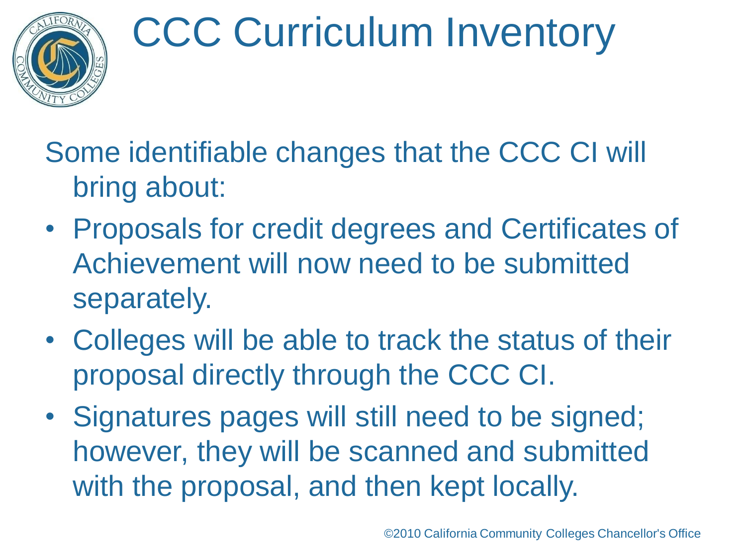# CCC Curriculum Inventory

Some identifiable changes that the CCC CI will bring about:

- Proposals for credit degrees and Certificates of Achievement will now need to be submitted separately.
- Colleges will be able to track the status of their proposal directly through the CCC CI.
- Signatures pages will still need to be signed; however, they will be scanned and submitted with the proposal, and then kept locally.

©2010 California Community Colleges Chancellor's Office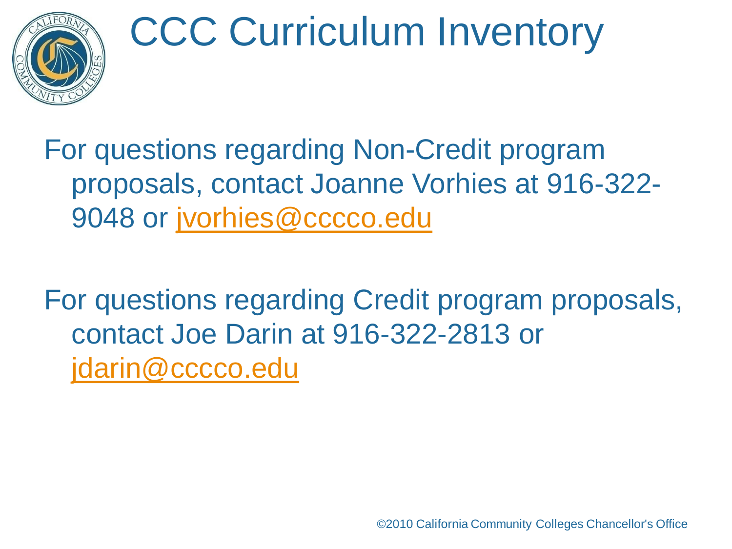# CCC Curriculum Inventory

For questions regarding Non-Credit program proposals, contact Joanne Vorhies at 916-322-9048 or jvorhies@cccco.edu

For questions regarding Credit program proposals, contact Joe Darin at 916-322-2813 or jdarin@cccco.edu

©2010 California Community Colleges Chancellor's Office